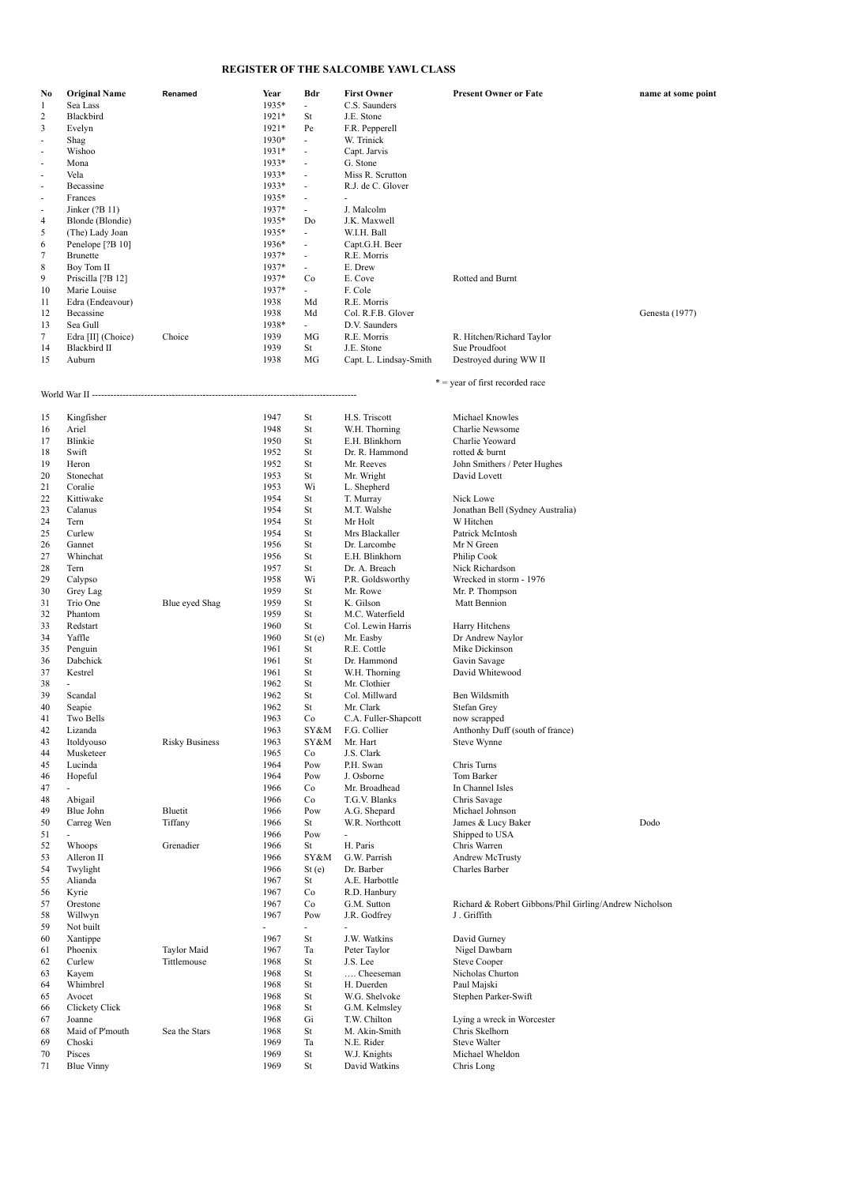# REGISTER OF THE SALCOMBE YAWL CLASS

| No | Original Name | Renamed | Year | Bdr | First Owner | Present Owner or Fate | name at some point |
|---|---|---|---|---|---|---|---|
| 1 | Sea Lass | | 1935* | - | C.S. Saunders | | |
| 2 | Blackbird | | 1921* | St | J.E. Stone | | |
| 3 | Evelyn | | 1921* | Pe | F.R. Pepperell | | |
| - | Shag | | 1930* | - | W. Trinick | | |
| - | Wishoo | | 1931* | - | Capt. Jarvis | | |
| - | Mona | | 1933* | - | G. Stone | | |
| - | Vela | | 1933* | - | Miss R. Scrutton | | |
| - | Becassine | | 1933* | - | R.J. de C. Glover | | |
| - | Frances | | 1935* | - | - | | |
| - | Jinker (?B 11) | | 1937* | - | J. Malcolm | | |
| 4 | Blonde (Blondie) | | 1935* | Do | J.K. Maxwell | | |
| 5 | (The) Lady Joan | | 1935* | - | W.I.H. Ball | | |
| 6 | Penelope [?B 10] | | 1936* | - | Capt.G.H. Beer | | |
| 7 | Brunette | | 1937* | - | R.E. Morris | | |
| 8 | Boy Tom II | | 1937* | - | E. Drew | | |
| 9 | Priscilla [?B 12] | | 1937* | Co | E. Cove | Rotted and Burnt | |
| 10 | Marie Louise | | 1937* | - | F. Cole | | |
| 11 | Edra (Endeavour) | | 1938 | Md | R.E. Morris | | |
| 12 | Becassine | | 1938 | Md | Col. R.F.B. Glover | | Genesta (1977) |
| 13 | Sea Gull | | 1938* | - | D.V. Saunders | | |
| 7 | Edra [II] (Choice) | Choice | 1939 | MG | R.E. Morris | R. Hitchen/Richard Taylor | |
| 14 | Blackbird II | | 1939 | St | J.E. Stone | Sue Proudfoot | |
| 15 | Auburn | | 1938 | MG | Capt. L. Lindsay-Smith | Destroyed during WW II | |

\* = year of first recorded race

World War II ----------------------------------------------------------------------------------------

| No | Original Name | Renamed | Year | Bdr | First Owner | Present Owner or Fate | name at some point |
|---|---|---|---|---|---|---|---|
| 15 | Kingfisher | | 1947 | St | H.S. Triscott | Michael Knowles | |
| 16 | Ariel | | 1948 | St | W.H. Thorning | Charlie Newsome | |
| 17 | Blinkie | | 1950 | St | E.H. Blinkhorn | Charlie Yeoward | |
| 18 | Swift | | 1952 | St | Dr. R. Hammond | rotted & burnt | |
| 19 | Heron | | 1952 | St | Mr. Reeves | John Smithers / Peter Hughes | |
| 20 | Stonechat | | 1953 | St | Mr. Wright | David Lovett | |
| 21 | Coralie | | 1953 | Wi | L. Shepherd | | |
| 22 | Kittiwake | | 1954 | St | T. Murray | Nick Lowe | |
| 23 | Calanus | | 1954 | St | M.T. Walshe | Jonathan Bell (Sydney Australia) | |
| 24 | Tern | | 1954 | St | Mr Holt | W Hitchen | |
| 25 | Curlew | | 1954 | St | Mrs Blackaller | Patrick McIntosh | |
| 26 | Gannet | | 1956 | St | Dr. Larcombe | Mr N Green | |
| 27 | Whinchat | | 1956 | St | E.H. Blinkhorn | Philip Cook | |
| 28 | Tern | | 1957 | St | Dr. A. Breach | Nick Richardson | |
| 29 | Calypso | | 1958 | Wi | P.R. Goldsworthy | Wrecked in storm - 1976 | |
| 30 | Grey Lag | | 1959 | St | Mr. Rowe | Mr. P. Thompson | |
| 31 | Trio One | Blue eyed Shag | 1959 | St | K. Gilson | Matt Bennion | |
| 32 | Phantom | | 1959 | St | M.C. Waterfield | | |
| 33 | Redstart | | 1960 | St | Col. Lewin Harris | Harry Hitchens | |
| 34 | Yaffle | | 1960 | St (e) | Mr. Easby | Dr Andrew Naylor | |
| 35 | Penguin | | 1961 | St | R.E. Cottle | Mike Dickinson | |
| 36 | Dabchick | | 1961 | St | Dr. Hammond | Gavin Savage | |
| 37 | Kestrel | | 1961 | St | W.H. Thorning | David Whitewood | |
| 38 | - | | 1962 | St | Mr. Clothier | | |
| 39 | Scandal | | 1962 | St | Col. Millward | Ben Wildsmith | |
| 40 | Seapie | | 1962 | St | Mr. Clark | Stefan Grey | |
| 41 | Two Bells | | 1963 | Co | C.A. Fuller-Shapcott | now scrapped | |
| 42 | Lizanda | | 1963 | SY&M | F.G. Collier | Anthonhy Duff (south of france) | |
| 43 | Itoldyouso | Risky Business | 1963 | SY&M | Mr. Hart | Steve Wynne | |
| 44 | Musketeer | | 1965 | Co | J.S. Clark | | |
| 45 | Lucinda | | 1964 | Pow | P.H. Swan | Chris Turns | |
| 46 | Hopeful | | 1964 | Pow | J. Osborne | Tom Barker | |
| 47 | - | | 1966 | Co | Mr. Broadhead | In Channel Isles | |
| 48 | Abigail | | 1966 | Co | T.G.V. Blanks | Chris Savage | |
| 49 | Blue John | Bluetit | 1966 | Pow | A.G. Shepard | Michael Johnson | |
| 50 | Carreg Wen | Tiffany | 1966 | St | W.R. Northcott | James & Lucy Baker | Dodo |
| 51 | - | | 1966 | Pow | - | Shipped to USA | |
| 52 | Whoops | Grenadier | 1966 | St | H. Paris | Chris Warren | |
| 53 | Alleron II | | 1966 | SY&M | G.W. Parrish | Andrew McTrusty | |
| 54 | Twylight | | 1966 | St (e) | Dr. Barber | Charles Barber | |
| 55 | Alianda | | 1967 | St | A.E. Harbottle | | |
| 56 | Kyrie | | 1967 | Co | R.D. Hanbury | | |
| 57 | Orestone | | 1967 | Co | G.M. Sutton | Richard & Robert Gibbons/Phil Girling/Andrew Nicholson | |
| 58 | Willwyn | | 1967 | Pow | J.R. Godfrey | J . Griffith | |
| 59 | Not built | | - | - | - | | |
| 60 | Xantippe | | 1967 | St | J.W. Watkins | David Gurney | |
| 61 | Phoenix | Taylor Maid | 1967 | Ta | Peter Taylor | Nigel Dawbarn | |
| 62 | Curlew | Tittlemouse | 1968 | St | J.S. Lee | Steve Cooper | |
| 63 | Kayem | | 1968 | St | …. Cheeseman | Nicholas Churton | |
| 64 | Whimbrel | | 1968 | St | H. Duerden | Paul Majski | |
| 65 | Avocet | | 1968 | St | W.G. Shelvoke | Stephen Parker-Swift | |
| 66 | Clickety Click | | 1968 | St | G.M. Kelmsley | | |
| 67 | Joanne | | 1968 | Gi | T.W. Chilton | Lying a wreck in Worcester | |
| 68 | Maid of P'mouth | Sea the Stars | 1968 | St | M. Akin-Smith | Chris Skelhorn | |
| 69 | Choski | | 1969 | Ta | N.E. Rider | Steve Walter | |
| 70 | Pisces | | 1969 | St | W.J. Knights | Michael Wheldon | |
| 71 | Blue Vinny | | 1969 | St | David Watkins | Chris Long | |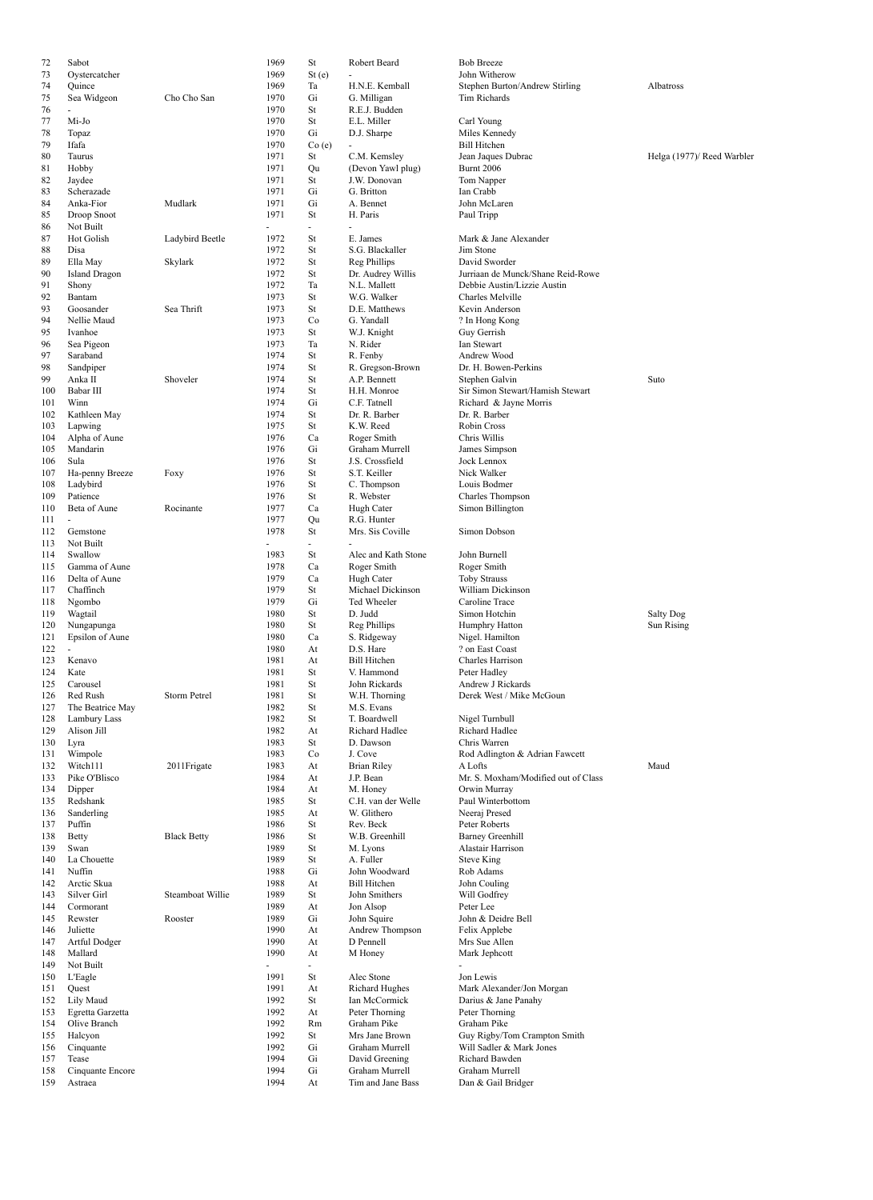| | | | | | | | |
|---|---|---|---|---|---|---|---|
| 72 | Sabot | | 1969 | St | Robert Beard | Bob Breeze | |
| 73 | Oystercatcher | | 1969 | St (e) | - | John Witherow | |
| 74 | Quince | | 1969 | Ta | H.N.E. Kemball | Stephen Burton/Andrew Stirling | Albatross |
| 75 | Sea Widgeon | Cho Cho San | 1970 | Gi | G. Milligan | Tim Richards | |
| 76 | - | | 1970 | St | R.E.J. Budden | | |
| 77 | Mi-Jo | | 1970 | St | E.L. Miller | Carl Young | |
| 78 | Topaz | | 1970 | Gi | D.J. Sharpe | Miles Kennedy | |
| 79 | Ifafa | | 1970 | Co (e) | - | Bill Hitchen | |
| 80 | Taurus | | 1971 | St | C.M. Kemsley | Jean Jaques Dubrac | Helga (1977)/ Reed Warbler |
| 81 | Hobby | | 1971 | Qu | (Devon Yawl plug) | Burnt 2006 | |
| 82 | Jaydee | | 1971 | St | J.W. Donovan | Tom Napper | |
| 83 | Scherazade | | 1971 | Gi | G. Britton | Ian Crabb | |
| 84 | Anka-Fior | Mudlark | 1971 | Gi | A. Bennet | John McLaren | |
| 85 | Droop Snoot | | 1971 | St | H. Paris | Paul Tripp | |
| 86 | Not Built | | - | - | - | | |
| 87 | Hot Golish | Ladybird Beetle | 1972 | St | E. James | Mark & Jane Alexander | |
| 88 | Disa | | 1972 | St | S.G. Blackaller | Jim Stone | |
| 89 | Ella May | Skylark | 1972 | St | Reg Phillips | David Sworder | |
| 90 | Island Dragon | | 1972 | St | Dr. Audrey Willis | Jurriaan de Munck/Shane Reid-Rowe | |
| 91 | Shony | | 1972 | Ta | N.L. Mallett | Debbie Austin/Lizzie Austin | |
| 92 | Bantam | | 1973 | St | W.G. Walker | Charles Melville | |
| 93 | Goosander | Sea Thrift | 1973 | St | D.E. Matthews | Kevin Anderson | |
| 94 | Nellie Maud | | 1973 | Co | G. Yandall | ? In Hong Kong | |
| 95 | Ivanhoe | | 1973 | St | W.J. Knight | Guy Gerrish | |
| 96 | Sea Pigeon | | 1973 | Ta | N. Rider | Ian Stewart | |
| 97 | Saraband | | 1974 | St | R. Fenby | Andrew Wood | |
| 98 | Sandpiper | | 1974 | St | R. Gregson-Brown | Dr. H. Bowen-Perkins | |
| 99 | Anka II | Shoveler | 1974 | St | A.P. Bennett | Stephen Galvin | Suto |
| 100 | Babar III | | 1974 | St | H.H. Monroe | Sir Simon Stewart/Hamish Stewart | |
| 101 | Winn | | 1974 | Gi | C.F. Tatnell | Richard & Jayne Morris | |
| 102 | Kathleen May | | 1974 | St | Dr. R. Barber | Dr. R. Barber | |
| 103 | Lapwing | | 1975 | St | K.W. Reed | Robin Cross | |
| 104 | Alpha of Aune | | 1976 | Ca | Roger Smith | Chris Willis | |
| 105 | Mandarin | | 1976 | Gi | Graham Murrell | James Simpson | |
| 106 | Sula | | 1976 | St | J.S. Crossfield | Jock Lennox | |
| 107 | Ha-penny Breeze | Foxy | 1976 | St | S.T. Keiller | Nick Walker | |
| 108 | Ladybird | | 1976 | St | C. Thompson | Louis Bodmer | |
| 109 | Patience | | 1976 | St | R. Webster | Charles Thompson | |
| 110 | Beta of Aune | Rocinante | 1977 | Ca | Hugh Cater | Simon Billington | |
| 111 | - | | 1977 | Qu | R.G. Hunter | | |
| 112 | Gemstone | | 1978 | St | Mrs. Sis Coville | Simon Dobson | |
| 113 | Not Built | | - | - | - | | |
| 114 | Swallow | | 1983 | St | Alec and Kath Stone | John Burnell | |
| 115 | Gamma of Aune | | 1978 | Ca | Roger Smith | Roger Smith | |
| 116 | Delta of Aune | | 1979 | Ca | Hugh Cater | Toby Strauss | |
| 117 | Chaffinch | | 1979 | St | Michael Dickinson | William Dickinson | |
| 118 | Ngombo | | 1979 | Gi | Ted Wheeler | Caroline Trace | |
| 119 | Wagtail | | 1980 | St | D. Judd | Simon Hotchin | Salty Dog |
| 120 | Nungapunga | | 1980 | St | Reg Phillips | Humphry Hatton | Sun Rising |
| 121 | Epsilon of Aune | | 1980 | Ca | S. Ridgeway | Nigel. Hamilton | |
| 122 | - | | 1980 | At | D.S. Hare | ? on East Coast | |
| 123 | Kenavo | | 1981 | At | Bill Hitchen | Charles Harrison | |
| 124 | Kate | | 1981 | St | V. Hammond | Peter Hadley | |
| 125 | Carousel | | 1981 | St | John Rickards | Andrew J Rickards | |
| 126 | Red Rush | Storm Petrel | 1981 | St | W.H. Thorning | Derek West / Mike McGoun | |
| 127 | The Beatrice May | | 1982 | St | M.S. Evans | | |
| 128 | Lambury Lass | | 1982 | St | T. Boardwell | Nigel Turnbull | |
| 129 | Alison Jill | | 1982 | At | Richard Hadlee | Richard Hadlee | |
| 130 | Lyra | | 1983 | St | D. Dawson | Chris Warren | |
| 131 | Wimpole | | 1983 | Co | J. Cove | Rod Adlington & Adrian Fawcett | |
| 132 | Witch111 | 2011Frigate | 1983 | At | Brian Riley | A Lofts | Maud |
| 133 | Pike O'Blisco | | 1984 | At | J.P. Bean | Mr. S. Moxham/Modified out of Class | |
| 134 | Dipper | | 1984 | At | M. Honey | Orwin Murray | |
| 135 | Redshank | | 1985 | St | C.H. van der Welle | Paul Winterbottom | |
| 136 | Sanderling | | 1985 | At | W. Glithero | Neeraj Presed | |
| 137 | Puffin | | 1986 | St | Rev. Beck | Peter Roberts | |
| 138 | Betty | Black Betty | 1986 | St | W.B. Greenhill | Barney Greenhill | |
| 139 | Swan | | 1989 | St | M. Lyons | Alastair Harrison | |
| 140 | La Chouette | | 1989 | St | A. Fuller | Steve King | |
| 141 | Nuffin | | 1988 | Gi | John Woodward | Rob Adams | |
| 142 | Arctic Skua | | 1988 | At | Bill Hitchen | John Couling | |
| 143 | Silver Girl | Steamboat Willie | 1989 | St | John Smithers | Will Godfrey | |
| 144 | Cormorant | | 1989 | At | Jon Alsop | Peter Lee | |
| 145 | Rewster | Rooster | 1989 | Gi | John Squire | John & Deidre Bell | |
| 146 | Juliette | | 1990 | At | Andrew Thompson | Felix Applebe | |
| 147 | Artful Dodger | | 1990 | At | D Pennell | Mrs Sue Allen | |
| 148 | Mallard | | 1990 | At | M Honey | Mark Jephcott | |
| 149 | Not Built | | - | - | | - | |
| 150 | L'Eagle | | 1991 | St | Alec Stone | Jon Lewis | |
| 151 | Quest | | 1991 | At | Richard Hughes | Mark Alexander/Jon Morgan | |
| 152 | Lily Maud | | 1992 | St | Ian McCormick | Darius & Jane Panahy | |
| 153 | Egretta Garzetta | | 1992 | At | Peter Thorning | Peter Thorning | |
| 154 | Olive Branch | | 1992 | Rm | Graham Pike | Graham Pike | |
| 155 | Halcyon | | 1992 | St | Mrs Jane Brown | Guy Rigby/Tom Crampton Smith | |
| 156 | Cinquante | | 1992 | Gi | Graham Murrell | Will Sadler & Mark Jones | |
| 157 | Tease | | 1994 | Gi | David Greening | Richard Bawden | |
| 158 | Cinquante Encore | | 1994 | Gi | Graham Murrell | Graham Murrell | |
| 159 | Astraea | | 1994 | At | Tim and Jane Bass | Dan & Gail Bridger | |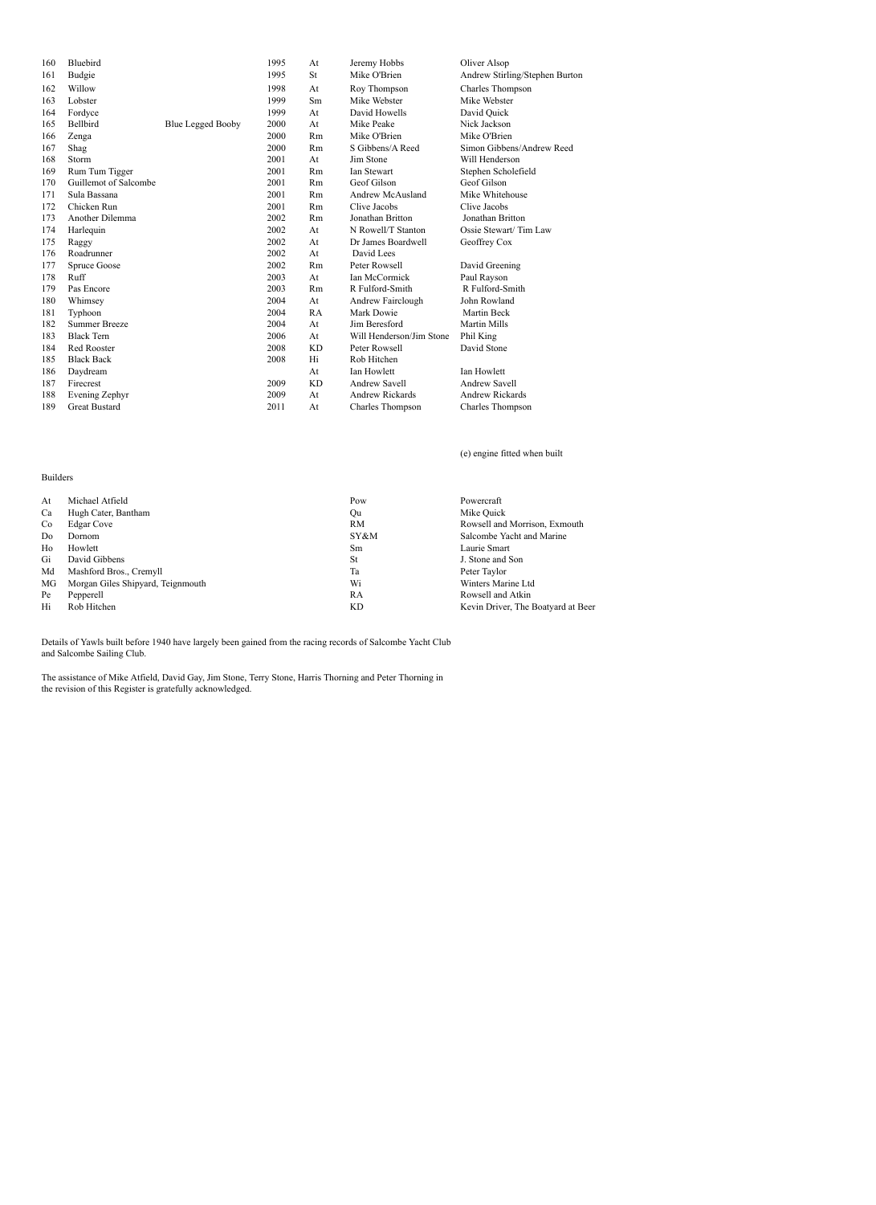| | | | | | | |
|---|---|---|---|---|---|---|
| 160 | Bluebird | | 1995 | At | Jeremy Hobbs | Oliver Alsop |
| 161 | Budgie | | 1995 | St | Mike O'Brien | Andrew Stirling/Stephen Burton |
| 162 | Willow | | 1998 | At | Roy Thompson | Charles Thompson |
| 163 | Lobster | | 1999 | Sm | Mike Webster | Mike Webster |
| 164 | Fordyce | | 1999 | At | David Howells | David Quick |
| 165 | Bellbird | Blue Legged Booby | 2000 | At | Mike Peake | Nick Jackson |
| 166 | Zenga | | 2000 | Rm | Mike O'Brien | Mike O'Brien |
| 167 | Shag | | 2000 | Rm | S Gibbens/A Reed | Simon Gibbens/Andrew Reed |
| 168 | Storm | | 2001 | At | Jim Stone | Will Henderson |
| 169 | Rum Tum Tigger | | 2001 | Rm | Ian Stewart | Stephen Scholefield |
| 170 | Guillemot of Salcombe | | 2001 | Rm | Geof Gilson | Geof Gilson |
| 171 | Sula Bassana | | 2001 | Rm | Andrew McAusland | Mike Whitehouse |
| 172 | Chicken Run | | 2001 | Rm | Clive Jacobs | Clive Jacobs |
| 173 | Another Dilemma | | 2002 | Rm | Jonathan Britton | Jonathan Britton |
| 174 | Harlequin | | 2002 | At | N Rowell/T Stanton | Ossie Stewart/ Tim Law |
| 175 | Raggy | | 2002 | At | Dr James Boardwell | Geoffrey Cox |
| 176 | Roadrunner | | 2002 | At | David Lees | |
| 177 | Spruce Goose | | 2002 | Rm | Peter Rowsell | David Greening |
| 178 | Ruff | | 2003 | At | Ian McCormick | Paul Rayson |
| 179 | Pas Encore | | 2003 | Rm | R Fulford-Smith | R Fulford-Smith |
| 180 | Whimsey | | 2004 | At | Andrew Fairclough | John Rowland |
| 181 | Typhoon | | 2004 | RA | Mark Dowie | Martin Beck |
| 182 | Summer Breeze | | 2004 | At | Jim Beresford | Martin Mills |
| 183 | Black Tern | | 2006 | At | Will Henderson/Jim Stone | Phil King |
| 184 | Red Rooster | | 2008 | KD | Peter Rowsell | David Stone |
| 185 | Black Back | | 2008 | Hi | Rob Hitchen | |
| 186 | Daydream | | | At | Ian Howlett | Ian Howlett |
| 187 | Firecrest | | 2009 | KD | Andrew Savell | Andrew Savell |
| 188 | Evening Zephyr | | 2009 | At | Andrew Rickards | Andrew Rickards |
| 189 | Great Bustard | | 2011 | At | Charles Thompson | Charles Thompson |

(e) engine fitted when built

Builders

| | | | |
|---|---|---|---|
| At | Michael Atfield | Pow | Powercraft |
| Ca | Hugh Cater, Bantham | Qu | Mike Quick |
| Co | Edgar Cove | RM | Rowsell and Morrison, Exmouth |
| Do | Dornom | SY&M | Salcombe Yacht and Marine |
| Ho | Howlett | Sm | Laurie Smart |
| Gi | David Gibbens | St | J. Stone and Son |
| Md | Mashford Bros., Cremyll | Ta | Peter Taylor |
| MG | Morgan Giles Shipyard, Teignmouth | Wi | Winters Marine Ltd |
| Pe | Pepperell | RA | Rowsell and Atkin |
| Hi | Rob Hitchen | KD | Kevin Driver, The Boatyard at Beer |

Details of Yawls built before 1940 have largely been gained from the racing records of Salcombe Yacht Club and Salcombe Sailing Club.

The assistance of Mike Atfield, David Gay, Jim Stone, Terry Stone, Harris Thorning and Peter Thorning in the revision of this Register is gratefully acknowledged.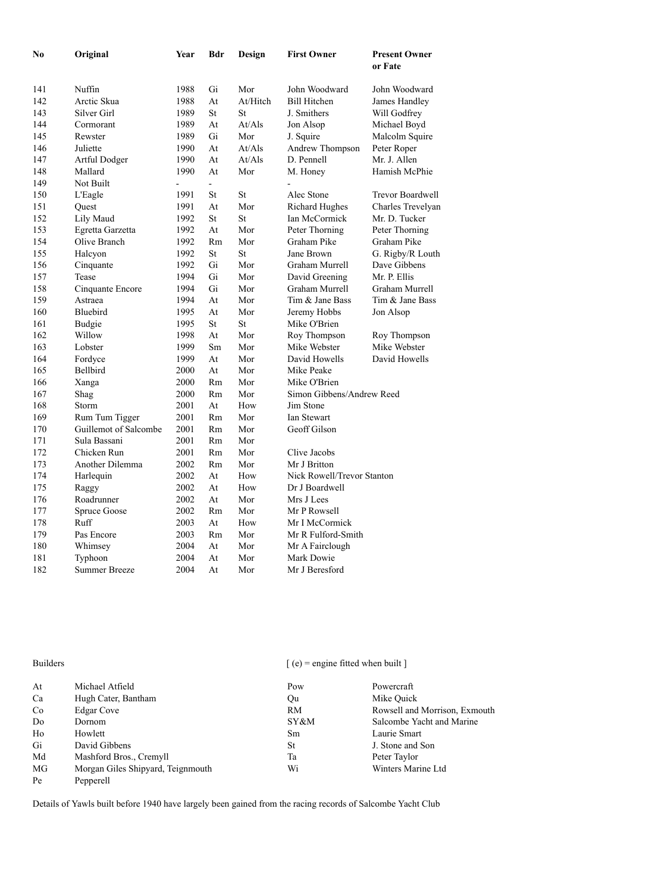| No | Original | Year | Bdr | Design | First Owner | Present Owner or Fate |
|---|---|---|---|---|---|---|
| 141 | Nuffin | 1988 | Gi | Mor | John Woodward | John Woodward |
| 142 | Arctic Skua | 1988 | At | At/Hitch | Bill Hitchen | James Handley |
| 143 | Silver Girl | 1989 | St | St | J. Smithers | Will Godfrey |
| 144 | Cormorant | 1989 | At | At/Als | Jon Alsop | Michael Boyd |
| 145 | Rewster | 1989 | Gi | Mor | J. Squire | Malcolm Squire |
| 146 | Juliette | 1990 | At | At/Als | Andrew Thompson | Peter Roper |
| 147 | Artful Dodger | 1990 | At | At/Als | D. Pennell | Mr. J. Allen |
| 148 | Mallard | 1990 | At | Mor | M. Honey | Hamish McPhie |
| 149 | Not Built | - | - | | - | |
| 150 | L'Eagle | 1991 | St | St | Alec Stone | Trevor Boardwell |
| 151 | Quest | 1991 | At | Mor | Richard Hughes | Charles Trevelyan |
| 152 | Lily Maud | 1992 | St | St | Ian McCormick | Mr. D. Tucker |
| 153 | Egretta Garzetta | 1992 | At | Mor | Peter Thorning | Peter Thorning |
| 154 | Olive Branch | 1992 | Rm | Mor | Graham Pike | Graham Pike |
| 155 | Halcyon | 1992 | St | St | Jane Brown | G. Rigby/R Louth |
| 156 | Cinquante | 1992 | Gi | Mor | Graham Murrell | Dave Gibbens |
| 157 | Tease | 1994 | Gi | Mor | David Greening | Mr. P. Ellis |
| 158 | Cinquante Encore | 1994 | Gi | Mor | Graham Murrell | Graham Murrell |
| 159 | Astraea | 1994 | At | Mor | Tim & Jane Bass | Tim & Jane Bass |
| 160 | Bluebird | 1995 | At | Mor | Jeremy Hobbs | Jon Alsop |
| 161 | Budgie | 1995 | St | St | Mike O'Brien | |
| 162 | Willow | 1998 | At | Mor | Roy Thompson | Roy Thompson |
| 163 | Lobster | 1999 | Sm | Mor | Mike Webster | Mike Webster |
| 164 | Fordyce | 1999 | At | Mor | David Howells | David Howells |
| 165 | Bellbird | 2000 | At | Mor | Mike Peake | |
| 166 | Xanga | 2000 | Rm | Mor | Mike O'Brien | |
| 167 | Shag | 2000 | Rm | Mor | Simon Gibbens/Andrew Reed | |
| 168 | Storm | 2001 | At | How | Jim Stone | |
| 169 | Rum Tum Tigger | 2001 | Rm | Mor | Ian Stewart | |
| 170 | Guillemot of Salcombe | 2001 | Rm | Mor | Geoff Gilson | |
| 171 | Sula Bassani | 2001 | Rm | Mor | | |
| 172 | Chicken Run | 2001 | Rm | Mor | Clive Jacobs | |
| 173 | Another Dilemma | 2002 | Rm | Mor | Mr J Britton | |
| 174 | Harlequin | 2002 | At | How | Nick Rowell/Trevor Stanton | |
| 175 | Raggy | 2002 | At | How | Dr J Boardwell | |
| 176 | Roadrunner | 2002 | At | Mor | Mrs J Lees | |
| 177 | Spruce Goose | 2002 | Rm | Mor | Mr P Rowsell | |
| 178 | Ruff | 2003 | At | How | Mr I McCormick | |
| 179 | Pas Encore | 2003 | Rm | Mor | Mr R Fulford-Smith | |
| 180 | Whimsey | 2004 | At | Mor | Mr A Fairclough | |
| 181 | Typhoon | 2004 | At | Mor | Mark Dowie | |
| 182 | Summer Breeze | 2004 | At | Mor | Mr J Beresford | |

Builders

[ (e) = engine fitted when built ]

| | | | |
|---|---|---|---|
| At | Michael Atfield | Pow | Powercraft |
| Ca | Hugh Cater, Bantham | Qu | Mike Quick |
| Co | Edgar Cove | RM | Rowsell and Morrison, Exmouth |
| Do | Dornom | SY&M | Salcombe Yacht and Marine |
| Ho | Howlett | Sm | Laurie Smart |
| Gi | David Gibbens | St | J. Stone and Son |
| Md | Mashford Bros., Cremyll | Ta | Peter Taylor |
| MG | Morgan Giles Shipyard, Teignmouth | Wi | Winters Marine Ltd |
| Pe | Pepperell | | |

Details of Yawls built before 1940 have largely been gained from the racing records of Salcombe Yacht Club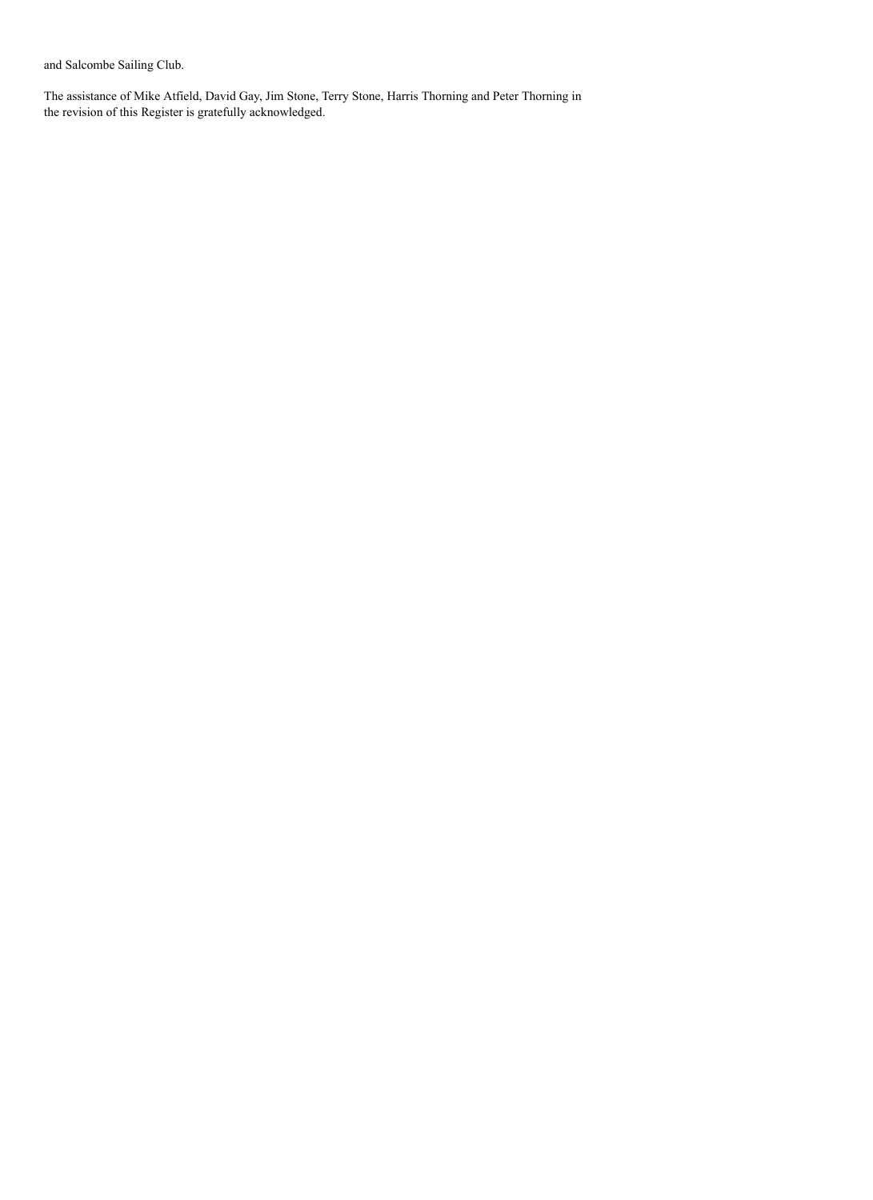and Salcombe Sailing Club.

The assistance of Mike Atfield, David Gay, Jim Stone, Terry Stone, Harris Thorning and Peter Thorning in the revision of this Register is gratefully acknowledged.